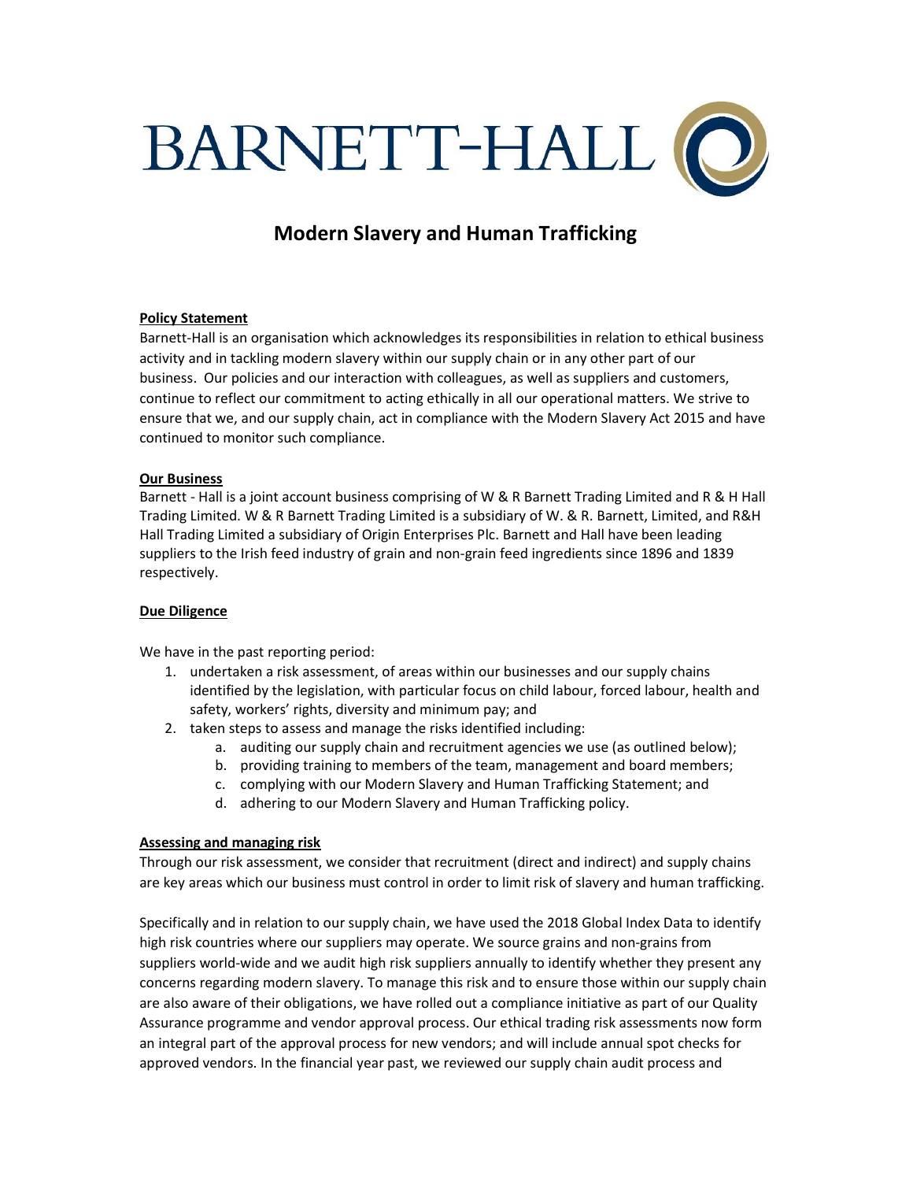BARNETT-HALL

# Modern Slavery and Human Trafficking

**Policy Statement**

Barnett-Hall is an organisation which acknowledges its responsibilities in relation to ethical business activity and in tackling modern slavery within our supply chain or in any other part of our business. Our policies and our interaction with colleagues, as well as suppliers and customers, continue to reflect our commitment to acting ethically in all our operational matters. We strive to ensure that we, and our supply chain, act in compliance with the Modern Slavery Act 2015 and have continued to monitor such compliance.

**Our Business**

Barnett - Hall is a joint account business comprising of W & R Barnett Trading Limited and R & H Hall Trading Limited. W & R Barnett Trading Limited is a subsidiary of W. & R. Barnett, Limited, and R&H Hall Trading Limited a subsidiary of Origin Enterprises Plc. Barnett and Hall have been leading suppliers to the Irish feed industry of grain and non-grain feed ingredients since 1896 and 1839 respectively.

**Due Diligence**

We have in the past reporting period:

1. undertaken a risk assessment, of areas within our businesses and our supply chains identified by the legislation, with particular focus on child labour, forced labour, health and safety, workers' rights, diversity and minimum pay; and
2. taken steps to assess and manage the risks identified including:
   a. auditing our supply chain and recruitment agencies we use (as outlined below);
   b. providing training to members of the team, management and board members;
   c. complying with our Modern Slavery and Human Trafficking Statement; and
   d. adhering to our Modern Slavery and Human Trafficking policy.

**Assessing and managing risk**

Through our risk assessment, we consider that recruitment (direct and indirect) and supply chains are key areas which our business must control in order to limit risk of slavery and human trafficking.

Specifically and in relation to our supply chain, we have used the 2018 Global Index Data to identify high risk countries where our suppliers may operate. We source grains and non-grains from suppliers world-wide and we audit high risk suppliers annually to identify whether they present any concerns regarding modern slavery. To manage this risk and to ensure those within our supply chain are also aware of their obligations, we have rolled out a compliance initiative as part of our Quality Assurance programme and vendor approval process. Our ethical trading risk assessments now form an integral part of the approval process for new vendors; and will include annual spot checks for approved vendors. In the financial year past, we reviewed our supply chain audit process and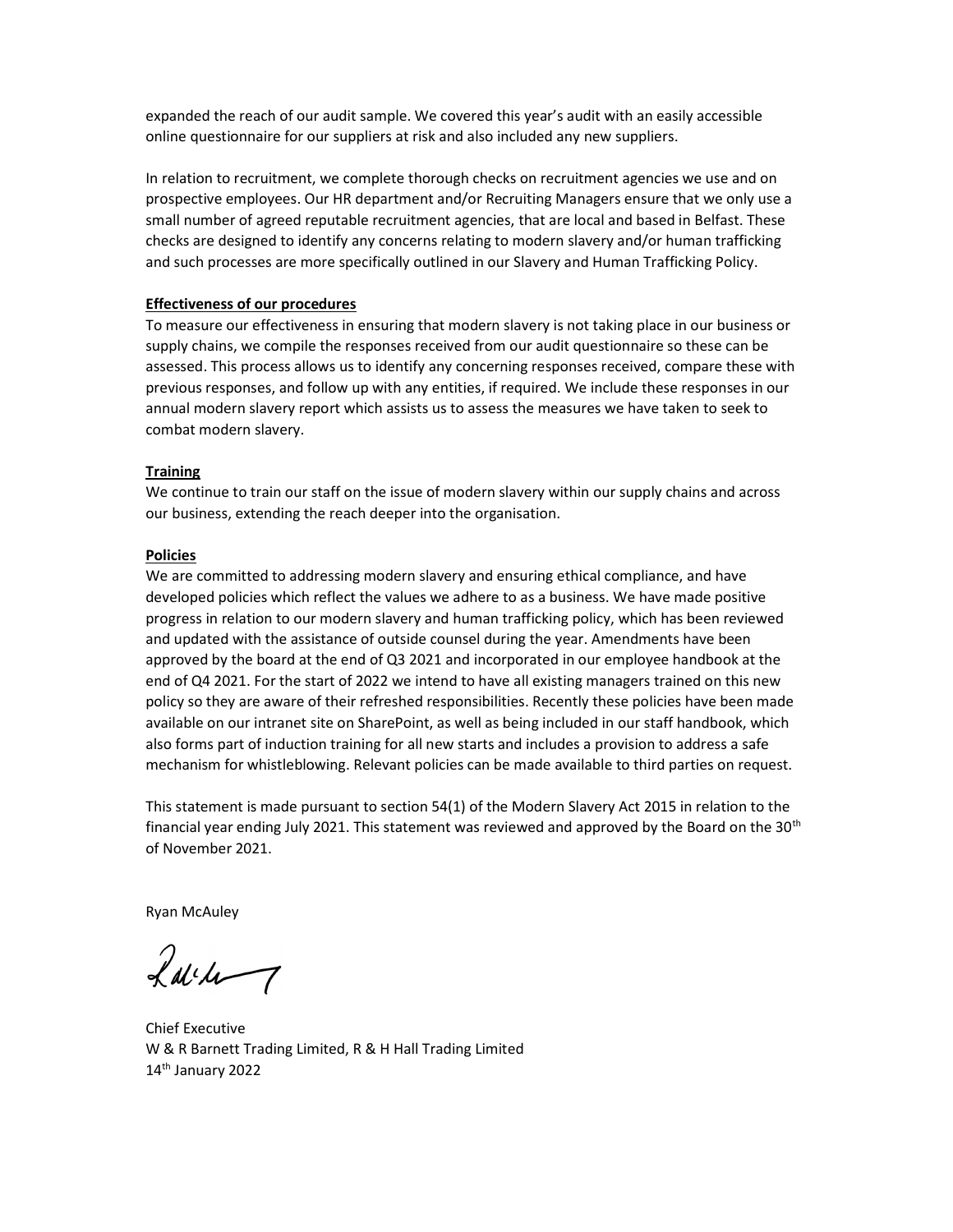expanded the reach of our audit sample. We covered this year's audit with an easily accessible online questionnaire for our suppliers at risk and also included any new suppliers.

In relation to recruitment, we complete thorough checks on recruitment agencies we use and on prospective employees. Our HR department and/or Recruiting Managers ensure that we only use a small number of agreed reputable recruitment agencies, that are local and based in Belfast. These checks are designed to identify any concerns relating to modern slavery and/or human trafficking and such processes are more specifically outlined in our Slavery and Human Trafficking Policy.

**Effectiveness of our procedures**

To measure our effectiveness in ensuring that modern slavery is not taking place in our business or supply chains, we compile the responses received from our audit questionnaire so these can be assessed. This process allows us to identify any concerning responses received, compare these with previous responses, and follow up with any entities, if required. We include these responses in our annual modern slavery report which assists us to assess the measures we have taken to seek to combat modern slavery.

**Training**

We continue to train our staff on the issue of modern slavery within our supply chains and across our business, extending the reach deeper into the organisation.

**Policies**

We are committed to addressing modern slavery and ensuring ethical compliance, and have developed policies which reflect the values we adhere to as a business. We have made positive progress in relation to our modern slavery and human trafficking policy, which has been reviewed and updated with the assistance of outside counsel during the year. Amendments have been approved by the board at the end of Q3 2021 and incorporated in our employee handbook at the end of Q4 2021. For the start of 2022 we intend to have all existing managers trained on this new policy so they are aware of their refreshed responsibilities. Recently these policies have been made available on our intranet site on SharePoint, as well as being included in our staff handbook, which also forms part of induction training for all new starts and includes a provision to address a safe mechanism for whistleblowing. Relevant policies can be made available to third parties on request.

This statement is made pursuant to section 54(1) of the Modern Slavery Act 2015 in relation to the financial year ending July 2021. This statement was reviewed and approved by the Board on the 30th of November 2021.

Ryan McAuley

Chief Executive
W & R Barnett Trading Limited, R & H Hall Trading Limited
14th January 2022